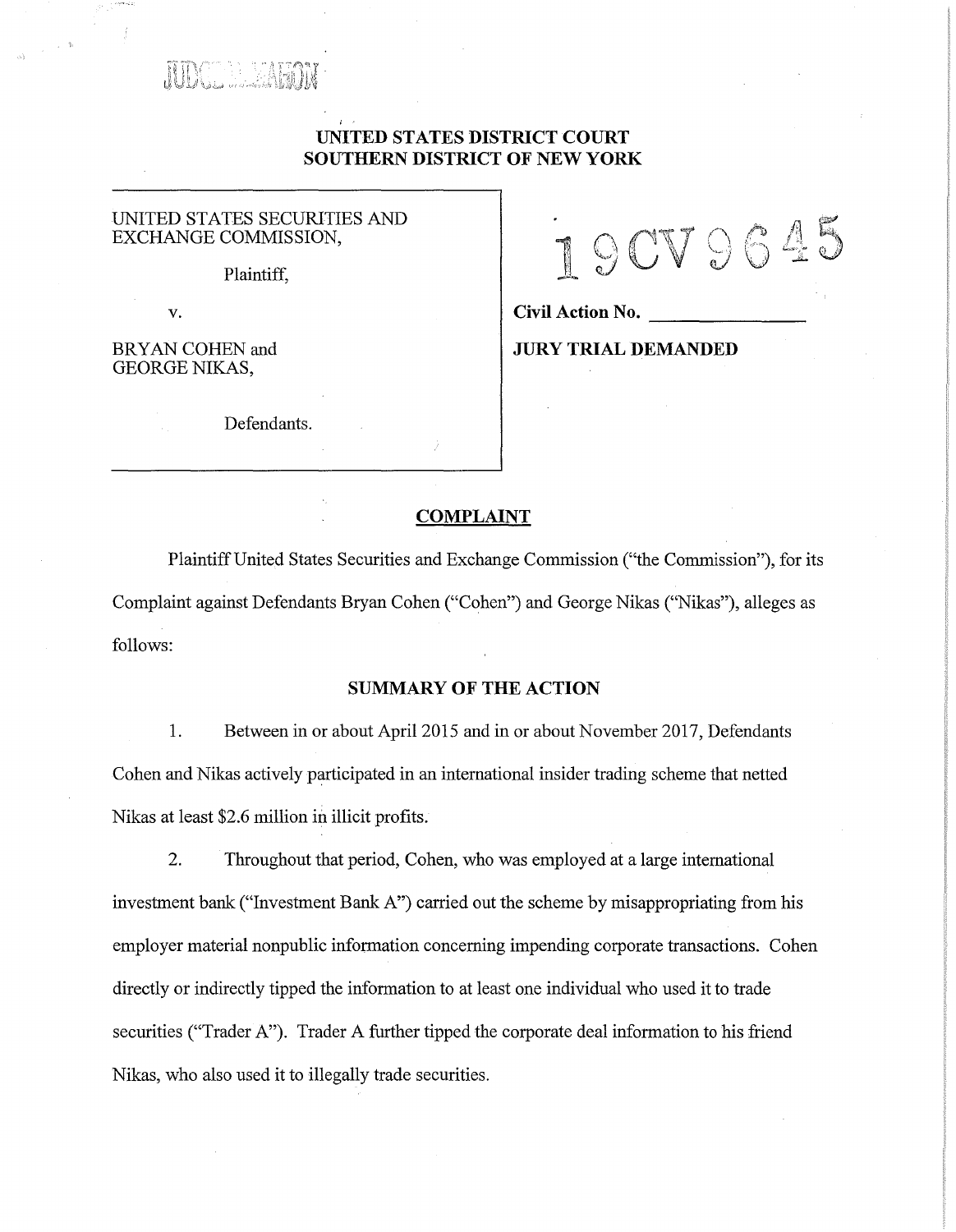JUDGE McMAHON

**UNITED STATES DISTRICT COURT**
**SOUTHERN DISTRICT OF NEW YORK**

| | |
|---|---|
| UNITED STATES SECURITIES AND EXCHANGE COMMISSION,<br><br>Plaintiff,<br><br>v.<br><br>BRYAN COHEN and GEORGE NIKAS,<br><br>Defendants. | 19CV9645<br><br>**Civil Action No.** \_\_\_\_\_\_\_\_\_\_\_\_\_\_<br><br>**JURY TRIAL DEMANDED** |

## COMPLAINT

Plaintiff United States Securities and Exchange Commission ("the Commission"), for its Complaint against Defendants Bryan Cohen ("Cohen") and George Nikas ("Nikas"), alleges as follows:

## SUMMARY OF THE ACTION

1. Between in or about April 2015 and in or about November 2017, Defendants Cohen and Nikas actively participated in an international insider trading scheme that netted Nikas at least $2.6 million in illicit profits.

2. Throughout that period, Cohen, who was employed at a large international investment bank ("Investment Bank A") carried out the scheme by misappropriating from his employer material nonpublic information concerning impending corporate transactions. Cohen directly or indirectly tipped the information to at least one individual who used it to trade securities ("Trader A"). Trader A further tipped the corporate deal information to his friend Nikas, who also used it to illegally trade securities.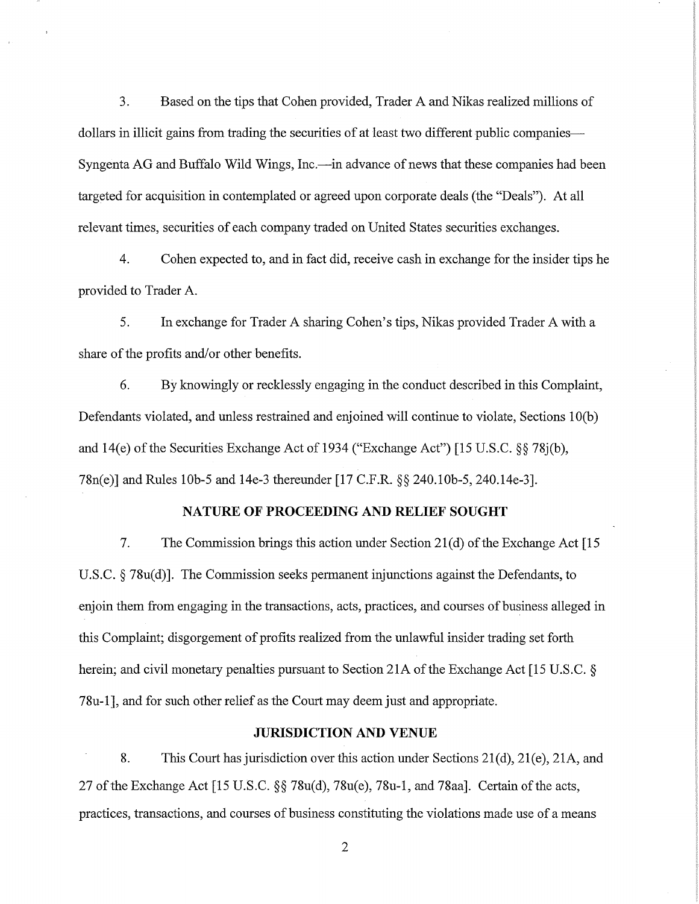3. Based on the tips that Cohen provided, Trader A and Nikas realized millions of dollars in illicit gains from trading the securities of at least two different public companies—Syngenta AG and Buffalo Wild Wings, Inc.—in advance of news that these companies had been targeted for acquisition in contemplated or agreed upon corporate deals (the "Deals"). At all relevant times, securities of each company traded on United States securities exchanges.

4. Cohen expected to, and in fact did, receive cash in exchange for the insider tips he provided to Trader A.

5. In exchange for Trader A sharing Cohen's tips, Nikas provided Trader A with a share of the profits and/or other benefits.

6. By knowingly or recklessly engaging in the conduct described in this Complaint, Defendants violated, and unless restrained and enjoined will continue to violate, Sections 10(b) and 14(e) of the Securities Exchange Act of 1934 ("Exchange Act") [15 U.S.C. §§ 78j(b), 78n(e)] and Rules 10b-5 and 14e-3 thereunder [17 C.F.R. §§ 240.10b-5, 240.14e-3].

## NATURE OF PROCEEDING AND RELIEF SOUGHT

7. The Commission brings this action under Section 21(d) of the Exchange Act [15 U.S.C. § 78u(d)]. The Commission seeks permanent injunctions against the Defendants, to enjoin them from engaging in the transactions, acts, practices, and courses of business alleged in this Complaint; disgorgement of profits realized from the unlawful insider trading set forth herein; and civil monetary penalties pursuant to Section 21A of the Exchange Act [15 U.S.C. § 78u-1], and for such other relief as the Court may deem just and appropriate.

## JURISDICTION AND VENUE

8. This Court has jurisdiction over this action under Sections 21(d), 21(e), 21A, and 27 of the Exchange Act [15 U.S.C. §§ 78u(d), 78u(e), 78u-1, and 78aa]. Certain of the acts, practices, transactions, and courses of business constituting the violations made use of a means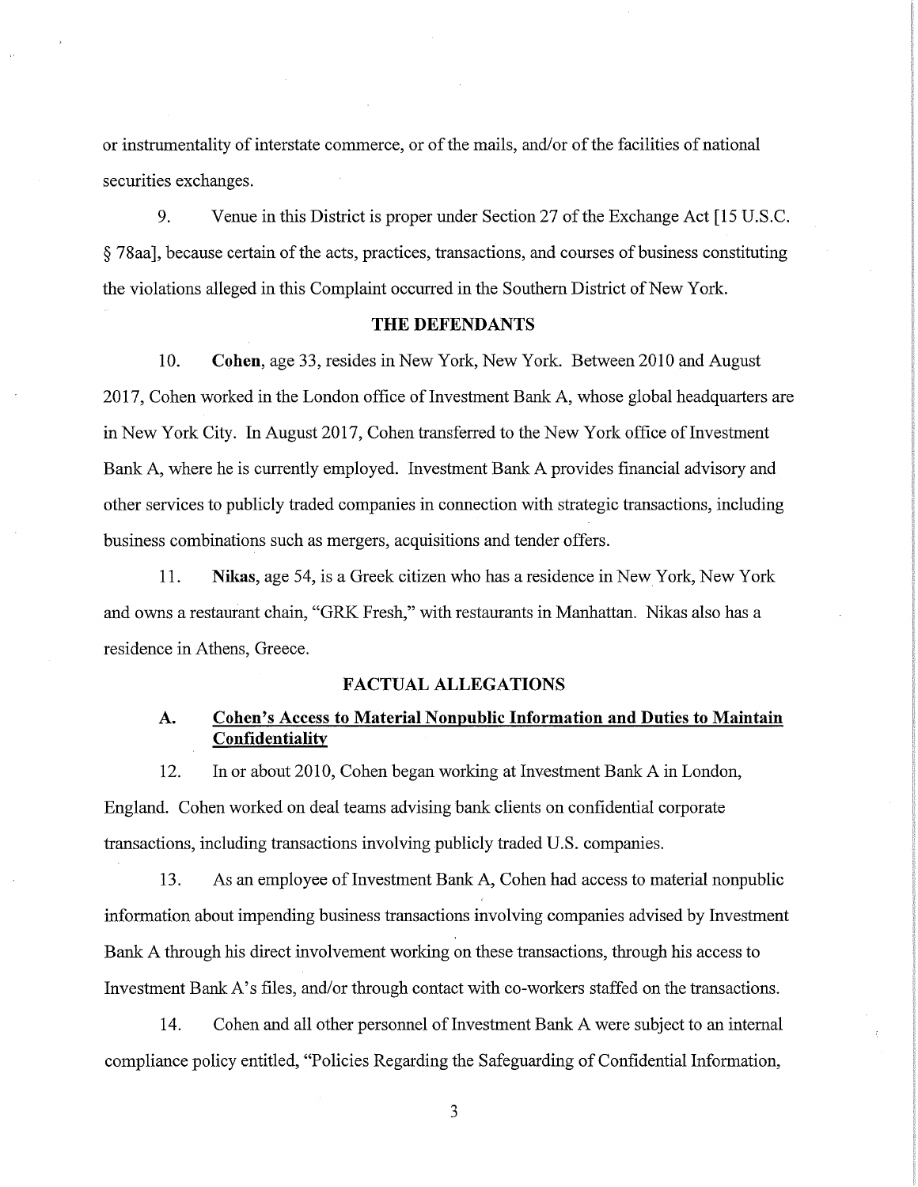or instrumentality of interstate commerce, or of the mails, and/or of the facilities of national securities exchanges.

9. Venue in this District is proper under Section 27 of the Exchange Act [15 U.S.C. § 78aa], because certain of the acts, practices, transactions, and courses of business constituting the violations alleged in this Complaint occurred in the Southern District of New York.

## THE DEFENDANTS

10. **Cohen**, age 33, resides in New York, New York. Between 2010 and August 2017, Cohen worked in the London office of Investment Bank A, whose global headquarters are in New York City. In August 2017, Cohen transferred to the New York office of Investment Bank A, where he is currently employed. Investment Bank A provides financial advisory and other services to publicly traded companies in connection with strategic transactions, including business combinations such as mergers, acquisitions and tender offers.

11. **Nikas**, age 54, is a Greek citizen who has a residence in New York, New York and owns a restaurant chain, "GRK Fresh," with restaurants in Manhattan. Nikas also has a residence in Athens, Greece.

## FACTUAL ALLEGATIONS

### A. Cohen's Access to Material Nonpublic Information and Duties to Maintain Confidentiality

12. In or about 2010, Cohen began working at Investment Bank A in London, England. Cohen worked on deal teams advising bank clients on confidential corporate transactions, including transactions involving publicly traded U.S. companies.

13. As an employee of Investment Bank A, Cohen had access to material nonpublic information about impending business transactions involving companies advised by Investment Bank A through his direct involvement working on these transactions, through his access to Investment Bank A's files, and/or through contact with co-workers staffed on the transactions.

14. Cohen and all other personnel of Investment Bank A were subject to an internal compliance policy entitled, "Policies Regarding the Safeguarding of Confidential Information,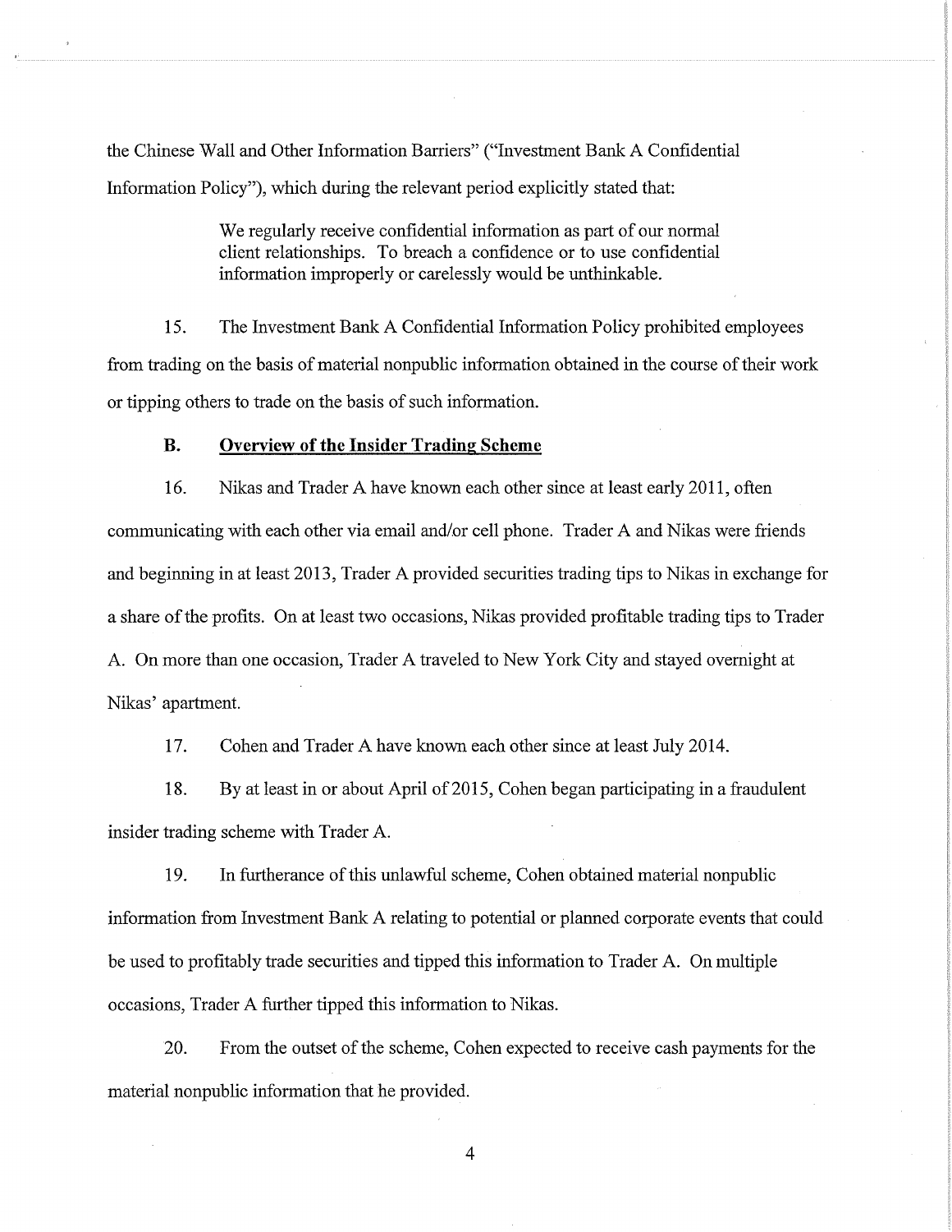the Chinese Wall and Other Information Barriers" ("Investment Bank A Confidential Information Policy"), which during the relevant period explicitly stated that:

> We regularly receive confidential information as part of our normal client relationships. To breach a confidence or to use confidential information improperly or carelessly would be unthinkable.

15. The Investment Bank A Confidential Information Policy prohibited employees from trading on the basis of material nonpublic information obtained in the course of their work or tipping others to trade on the basis of such information.

### B. Overview of the Insider Trading Scheme

16. Nikas and Trader A have known each other since at least early 2011, often communicating with each other via email and/or cell phone. Trader A and Nikas were friends and beginning in at least 2013, Trader A provided securities trading tips to Nikas in exchange for a share of the profits. On at least two occasions, Nikas provided profitable trading tips to Trader A. On more than one occasion, Trader A traveled to New York City and stayed overnight at Nikas' apartment.

17. Cohen and Trader A have known each other since at least July 2014.

18. By at least in or about April of 2015, Cohen began participating in a fraudulent insider trading scheme with Trader A.

19. In furtherance of this unlawful scheme, Cohen obtained material nonpublic information from Investment Bank A relating to potential or planned corporate events that could be used to profitably trade securities and tipped this information to Trader A. On multiple occasions, Trader A further tipped this information to Nikas.

20. From the outset of the scheme, Cohen expected to receive cash payments for the material nonpublic information that he provided.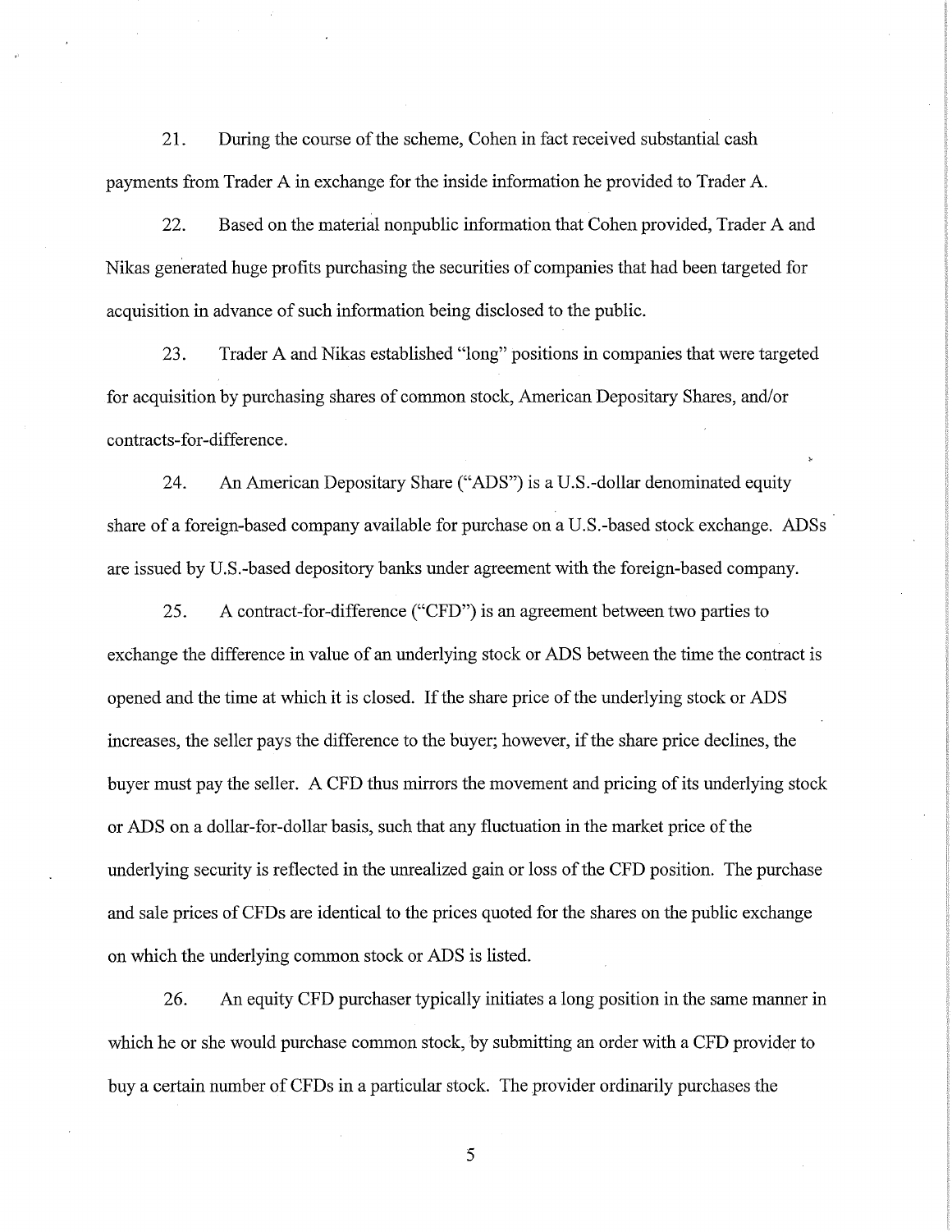21. During the course of the scheme, Cohen in fact received substantial cash payments from Trader A in exchange for the inside information he provided to Trader A.

22. Based on the material nonpublic information that Cohen provided, Trader A and Nikas generated huge profits purchasing the securities of companies that had been targeted for acquisition in advance of such information being disclosed to the public.

23. Trader A and Nikas established "long" positions in companies that were targeted for acquisition by purchasing shares of common stock, American Depositary Shares, and/or contracts-for-difference.

24. An American Depositary Share ("ADS") is a U.S.-dollar denominated equity share of a foreign-based company available for purchase on a U.S.-based stock exchange. ADSs are issued by U.S.-based depository banks under agreement with the foreign-based company.

25. A contract-for-difference ("CFD") is an agreement between two parties to exchange the difference in value of an underlying stock or ADS between the time the contract is opened and the time at which it is closed. If the share price of the underlying stock or ADS increases, the seller pays the difference to the buyer; however, if the share price declines, the buyer must pay the seller. A CFD thus mirrors the movement and pricing of its underlying stock or ADS on a dollar-for-dollar basis, such that any fluctuation in the market price of the underlying security is reflected in the unrealized gain or loss of the CFD position. The purchase and sale prices of CFDs are identical to the prices quoted for the shares on the public exchange on which the underlying common stock or ADS is listed.

26. An equity CFD purchaser typically initiates a long position in the same manner in which he or she would purchase common stock, by submitting an order with a CFD provider to buy a certain number of CFDs in a particular stock. The provider ordinarily purchases the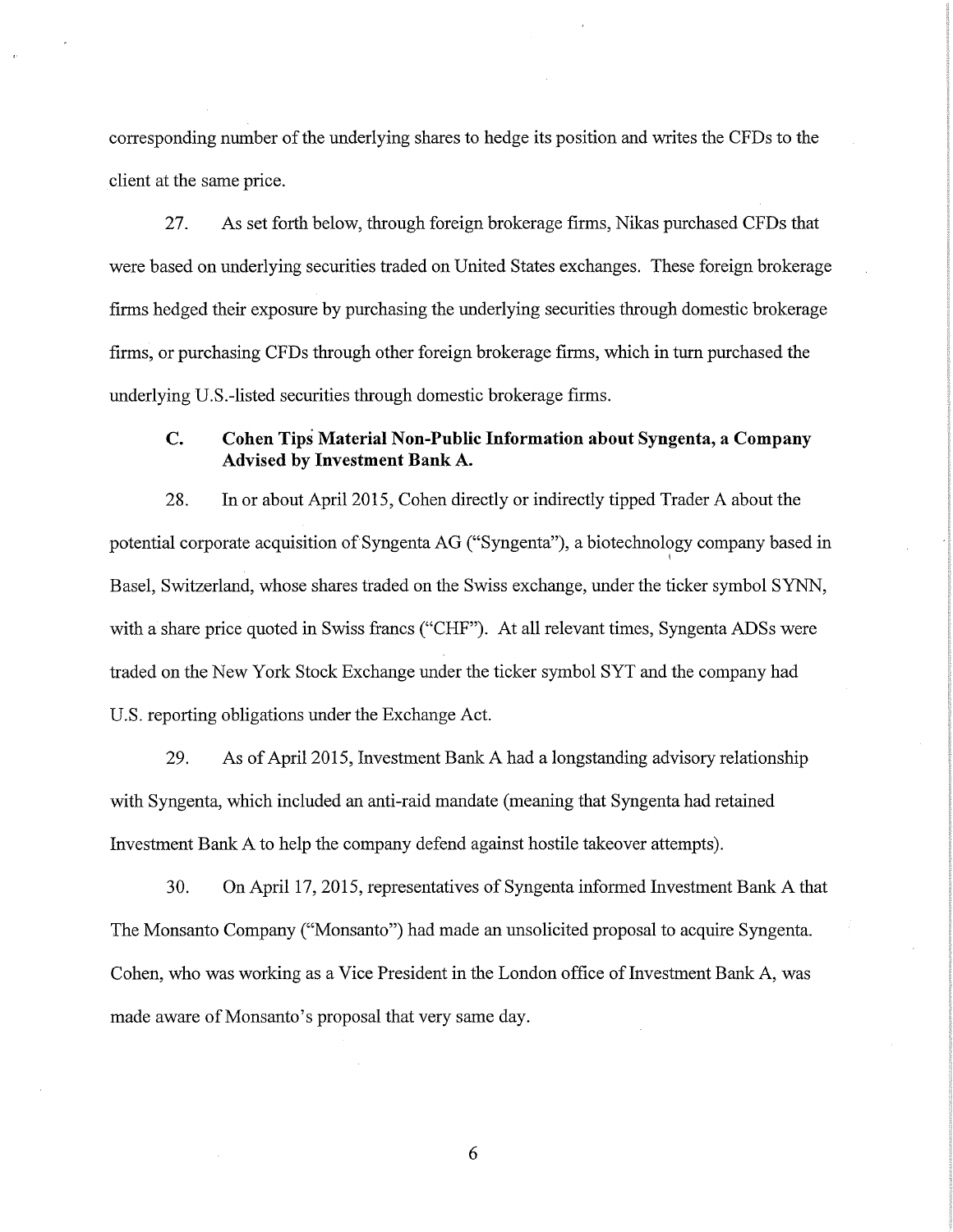corresponding number of the underlying shares to hedge its position and writes the CFDs to the client at the same price.

27. As set forth below, through foreign brokerage firms, Nikas purchased CFDs that were based on underlying securities traded on United States exchanges. These foreign brokerage firms hedged their exposure by purchasing the underlying securities through domestic brokerage firms, or purchasing CFDs through other foreign brokerage firms, which in turn purchased the underlying U.S.-listed securities through domestic brokerage firms.

### C. Cohen Tips Material Non-Public Information about Syngenta, a Company Advised by Investment Bank A.

28. In or about April 2015, Cohen directly or indirectly tipped Trader A about the potential corporate acquisition of Syngenta AG ("Syngenta"), a biotechnology company based in Basel, Switzerland, whose shares traded on the Swiss exchange, under the ticker symbol SYNN, with a share price quoted in Swiss francs ("CHF"). At all relevant times, Syngenta ADSs were traded on the New York Stock Exchange under the ticker symbol SYT and the company had U.S. reporting obligations under the Exchange Act.

29. As of April 2015, Investment Bank A had a longstanding advisory relationship with Syngenta, which included an anti-raid mandate (meaning that Syngenta had retained Investment Bank A to help the company defend against hostile takeover attempts).

30. On April 17, 2015, representatives of Syngenta informed Investment Bank A that The Monsanto Company ("Monsanto") had made an unsolicited proposal to acquire Syngenta. Cohen, who was working as a Vice President in the London office of Investment Bank A, was made aware of Monsanto's proposal that very same day.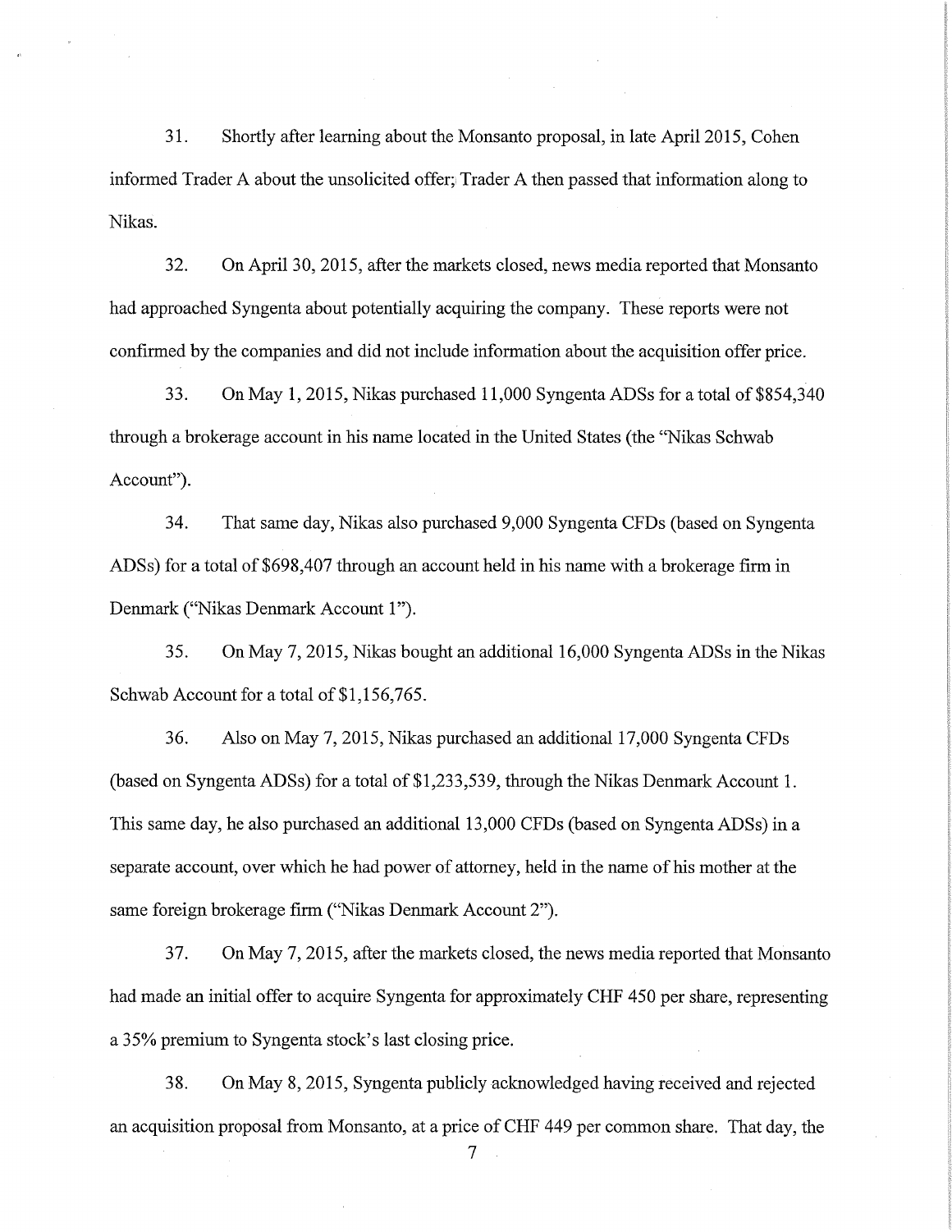31. Shortly after learning about the Monsanto proposal, in late April 2015, Cohen informed Trader A about the unsolicited offer; Trader A then passed that information along to Nikas.

32. On April 30, 2015, after the markets closed, news media reported that Monsanto had approached Syngenta about potentially acquiring the company. These reports were not confirmed by the companies and did not include information about the acquisition offer price.

33. On May 1, 2015, Nikas purchased 11,000 Syngenta ADSs for a total of $854,340 through a brokerage account in his name located in the United States (the "Nikas Schwab Account").

34. That same day, Nikas also purchased 9,000 Syngenta CFDs (based on Syngenta ADSs) for a total of $698,407 through an account held in his name with a brokerage firm in Denmark ("Nikas Denmark Account 1").

35. On May 7, 2015, Nikas bought an additional 16,000 Syngenta ADSs in the Nikas Schwab Account for a total of $1,156,765.

36. Also on May 7, 2015, Nikas purchased an additional 17,000 Syngenta CFDs (based on Syngenta ADSs) for a total of $1,233,539, through the Nikas Denmark Account 1. This same day, he also purchased an additional 13,000 CFDs (based on Syngenta ADSs) in a separate account, over which he had power of attorney, held in the name of his mother at the same foreign brokerage firm ("Nikas Denmark Account 2").

37. On May 7, 2015, after the markets closed, the news media reported that Monsanto had made an initial offer to acquire Syngenta for approximately CHF 450 per share, representing a 35% premium to Syngenta stock's last closing price.

38. On May 8, 2015, Syngenta publicly acknowledged having received and rejected an acquisition proposal from Monsanto, at a price of CHF 449 per common share. That day, the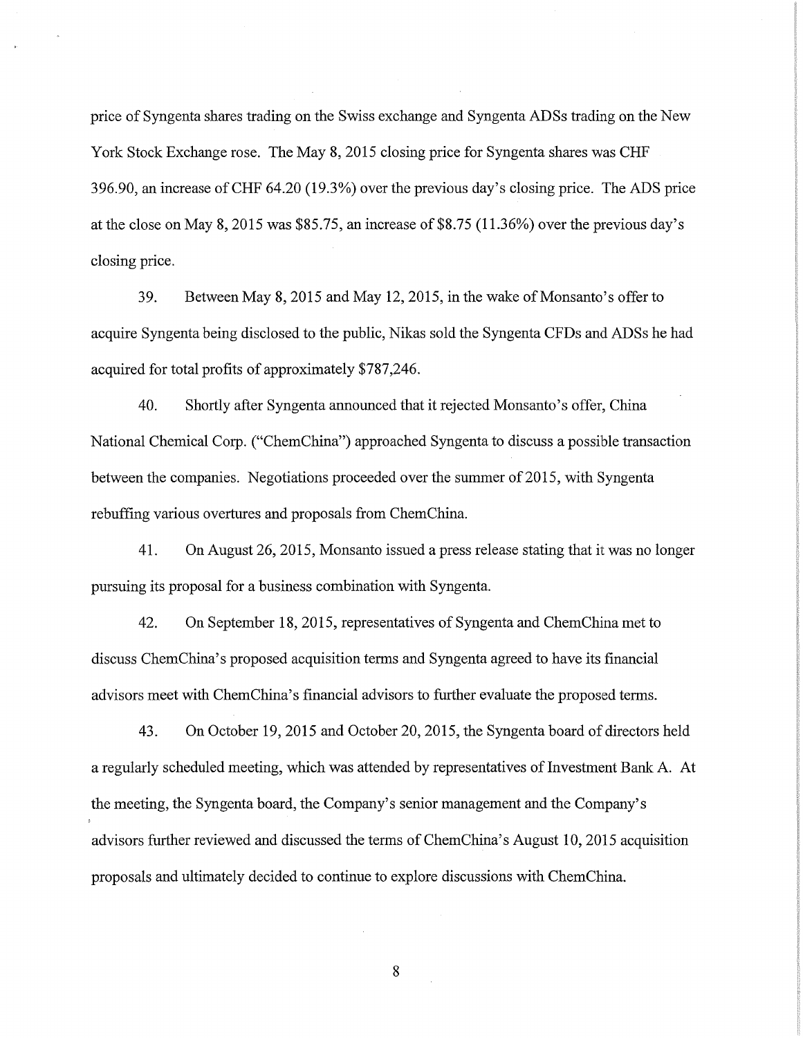price of Syngenta shares trading on the Swiss exchange and Syngenta ADSs trading on the New York Stock Exchange rose. The May 8, 2015 closing price for Syngenta shares was CHF 396.90, an increase of CHF 64.20 (19.3%) over the previous day's closing price. The ADS price at the close on May 8, 2015 was $85.75, an increase of $8.75 (11.36%) over the previous day's closing price.

39. Between May 8, 2015 and May 12, 2015, in the wake of Monsanto's offer to acquire Syngenta being disclosed to the public, Nikas sold the Syngenta CFDs and ADSs he had acquired for total profits of approximately $787,246.

40. Shortly after Syngenta announced that it rejected Monsanto's offer, China National Chemical Corp. ("ChemChina") approached Syngenta to discuss a possible transaction between the companies. Negotiations proceeded over the summer of 2015, with Syngenta rebuffing various overtures and proposals from ChemChina.

41. On August 26, 2015, Monsanto issued a press release stating that it was no longer pursuing its proposal for a business combination with Syngenta.

42. On September 18, 2015, representatives of Syngenta and ChemChina met to discuss ChemChina's proposed acquisition terms and Syngenta agreed to have its financial advisors meet with ChemChina's financial advisors to further evaluate the proposed terms.

43. On October 19, 2015 and October 20, 2015, the Syngenta board of directors held a regularly scheduled meeting, which was attended by representatives of Investment Bank A. At the meeting, the Syngenta board, the Company's senior management and the Company's advisors further reviewed and discussed the terms of ChemChina's August 10, 2015 acquisition proposals and ultimately decided to continue to explore discussions with ChemChina.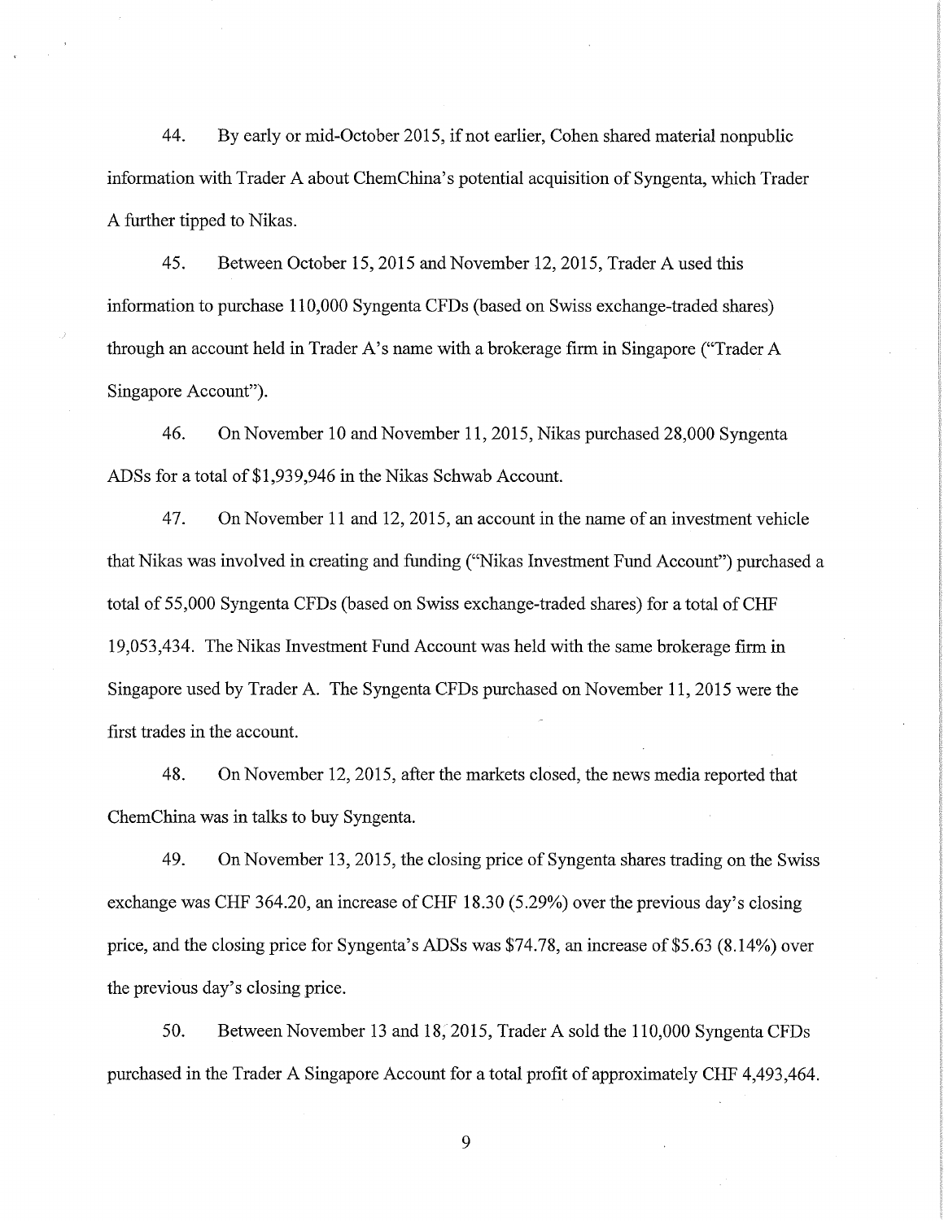44. By early or mid-October 2015, if not earlier, Cohen shared material nonpublic information with Trader A about ChemChina's potential acquisition of Syngenta, which Trader A further tipped to Nikas.

45. Between October 15, 2015 and November 12, 2015, Trader A used this information to purchase 110,000 Syngenta CFDs (based on Swiss exchange-traded shares) through an account held in Trader A's name with a brokerage firm in Singapore ("Trader A Singapore Account").

46. On November 10 and November 11, 2015, Nikas purchased 28,000 Syngenta ADSs for a total of $1,939,946 in the Nikas Schwab Account.

47. On November 11 and 12, 2015, an account in the name of an investment vehicle that Nikas was involved in creating and funding ("Nikas Investment Fund Account") purchased a total of 55,000 Syngenta CFDs (based on Swiss exchange-traded shares) for a total of CHF 19,053,434. The Nikas Investment Fund Account was held with the same brokerage firm in Singapore used by Trader A. The Syngenta CFDs purchased on November 11, 2015 were the first trades in the account.

48. On November 12, 2015, after the markets closed, the news media reported that ChemChina was in talks to buy Syngenta.

49. On November 13, 2015, the closing price of Syngenta shares trading on the Swiss exchange was CHF 364.20, an increase of CHF 18.30 (5.29%) over the previous day's closing price, and the closing price for Syngenta's ADSs was $74.78, an increase of $5.63 (8.14%) over the previous day's closing price.

50. Between November 13 and 18, 2015, Trader A sold the 110,000 Syngenta CFDs purchased in the Trader A Singapore Account for a total profit of approximately CHF 4,493,464.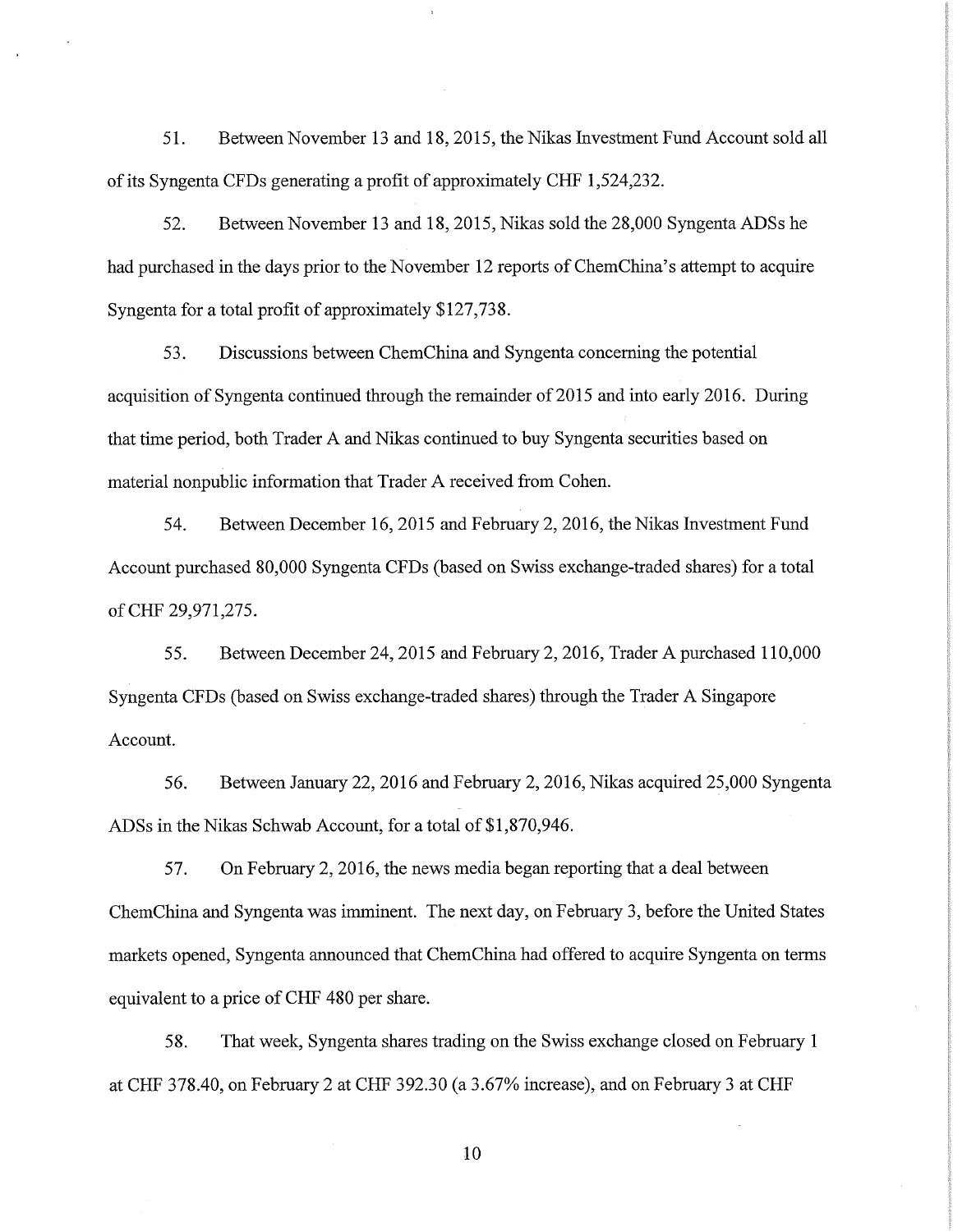51. Between November 13 and 18, 2015, the Nikas Investment Fund Account sold all of its Syngenta CFDs generating a profit of approximately CHF 1,524,232.

52. Between November 13 and 18, 2015, Nikas sold the 28,000 Syngenta ADSs he had purchased in the days prior to the November 12 reports of ChemChina's attempt to acquire Syngenta for a total profit of approximately $127,738.

53. Discussions between ChemChina and Syngenta concerning the potential acquisition of Syngenta continued through the remainder of 2015 and into early 2016. During that time period, both Trader A and Nikas continued to buy Syngenta securities based on material nonpublic information that Trader A received from Cohen.

54. Between December 16, 2015 and February 2, 2016, the Nikas Investment Fund Account purchased 80,000 Syngenta CFDs (based on Swiss exchange-traded shares) for a total of CHF 29,971,275.

55. Between December 24, 2015 and February 2, 2016, Trader A purchased 110,000 Syngenta CFDs (based on Swiss exchange-traded shares) through the Trader A Singapore Account.

56. Between January 22, 2016 and February 2, 2016, Nikas acquired 25,000 Syngenta ADSs in the Nikas Schwab Account, for a total of $1,870,946.

57. On February 2, 2016, the news media began reporting that a deal between ChemChina and Syngenta was imminent. The next day, on February 3, before the United States markets opened, Syngenta announced that ChemChina had offered to acquire Syngenta on terms equivalent to a price of CHF 480 per share.

58. That week, Syngenta shares trading on the Swiss exchange closed on February 1 at CHF 378.40, on February 2 at CHF 392.30 (a 3.67% increase), and on February 3 at CHF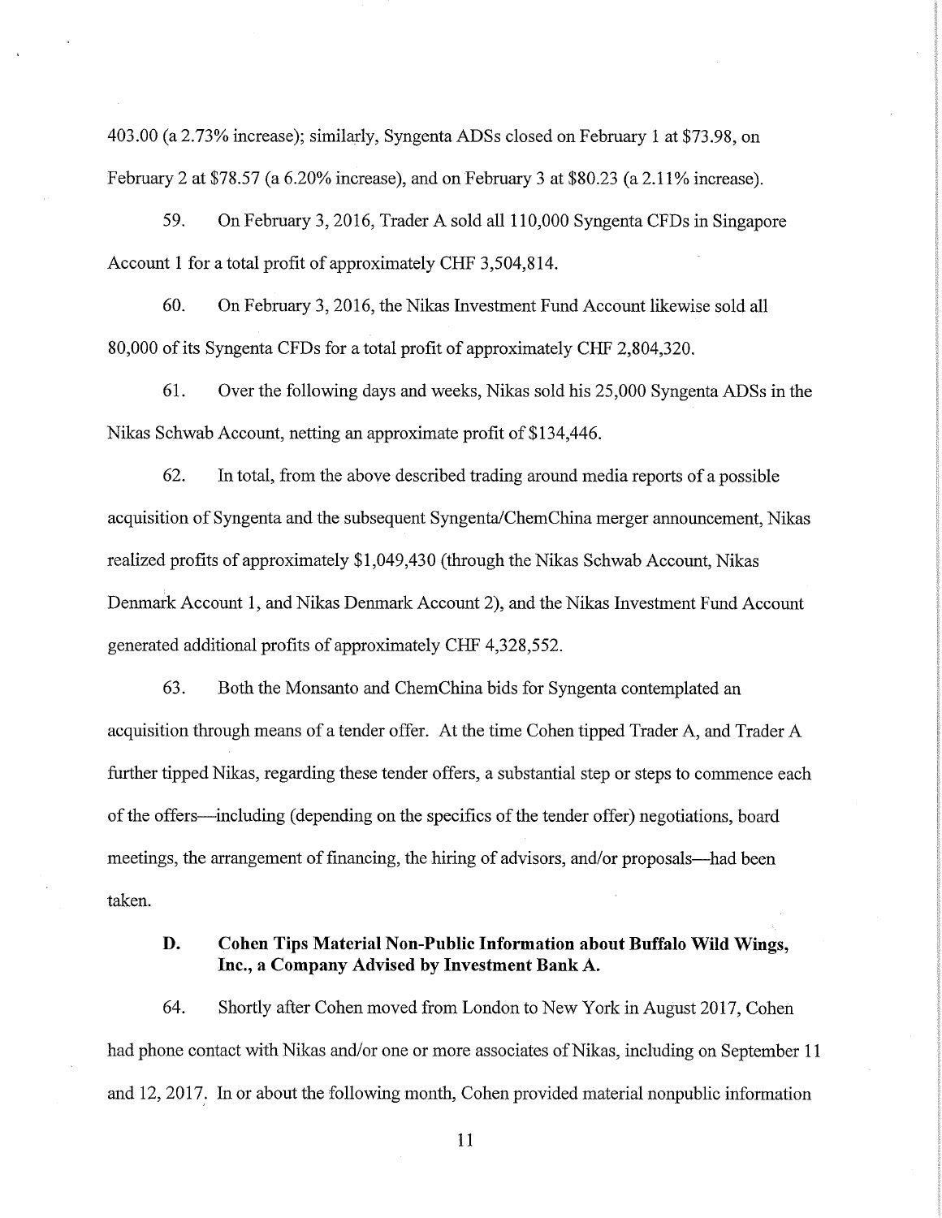403.00 (a 2.73% increase); similarly, Syngenta ADSs closed on February 1 at $73.98, on February 2 at $78.57 (a 6.20% increase), and on February 3 at $80.23 (a 2.11% increase).

59. On February 3, 2016, Trader A sold all 110,000 Syngenta CFDs in Singapore Account 1 for a total profit of approximately CHF 3,504,814.

60. On February 3, 2016, the Nikas Investment Fund Account likewise sold all 80,000 of its Syngenta CFDs for a total profit of approximately CHF 2,804,320.

61. Over the following days and weeks, Nikas sold his 25,000 Syngenta ADSs in the Nikas Schwab Account, netting an approximate profit of $134,446.

62. In total, from the above described trading around media reports of a possible acquisition of Syngenta and the subsequent Syngenta/ChemChina merger announcement, Nikas realized profits of approximately $1,049,430 (through the Nikas Schwab Account, Nikas Denmark Account 1, and Nikas Denmark Account 2), and the Nikas Investment Fund Account generated additional profits of approximately CHF 4,328,552.

63. Both the Monsanto and ChemChina bids for Syngenta contemplated an acquisition through means of a tender offer. At the time Cohen tipped Trader A, and Trader A further tipped Nikas, regarding these tender offers, a substantial step or steps to commence each of the offers—including (depending on the specifics of the tender offer) negotiations, board meetings, the arrangement of financing, the hiring of advisors, and/or proposals—had been taken.

### D. Cohen Tips Material Non-Public Information about Buffalo Wild Wings, Inc., a Company Advised by Investment Bank A.

64. Shortly after Cohen moved from London to New York in August 2017, Cohen had phone contact with Nikas and/or one or more associates of Nikas, including on September 11 and 12, 2017. In or about the following month, Cohen provided material nonpublic information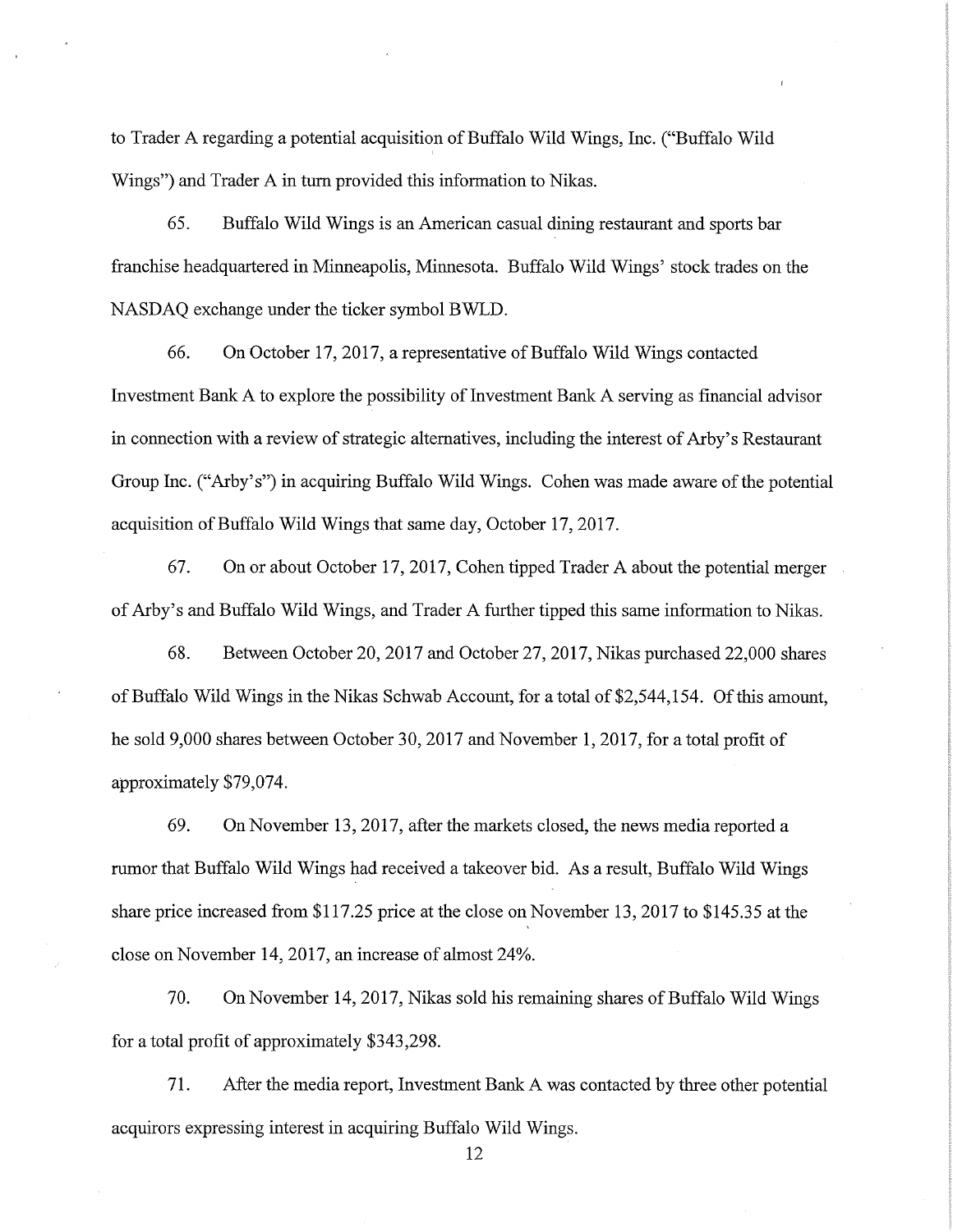to Trader A regarding a potential acquisition of Buffalo Wild Wings, Inc. ("Buffalo Wild Wings") and Trader A in turn provided this information to Nikas.

65. Buffalo Wild Wings is an American casual dining restaurant and sports bar franchise headquartered in Minneapolis, Minnesota. Buffalo Wild Wings' stock trades on the NASDAQ exchange under the ticker symbol BWLD.

66. On October 17, 2017, a representative of Buffalo Wild Wings contacted Investment Bank A to explore the possibility of Investment Bank A serving as financial advisor in connection with a review of strategic alternatives, including the interest of Arby's Restaurant Group Inc. ("Arby's") in acquiring Buffalo Wild Wings. Cohen was made aware of the potential acquisition of Buffalo Wild Wings that same day, October 17, 2017.

67. On or about October 17, 2017, Cohen tipped Trader A about the potential merger of Arby's and Buffalo Wild Wings, and Trader A further tipped this same information to Nikas.

68. Between October 20, 2017 and October 27, 2017, Nikas purchased 22,000 shares of Buffalo Wild Wings in the Nikas Schwab Account, for a total of $2,544,154. Of this amount, he sold 9,000 shares between October 30, 2017 and November 1, 2017, for a total profit of approximately $79,074.

69. On November 13, 2017, after the markets closed, the news media reported a rumor that Buffalo Wild Wings had received a takeover bid. As a result, Buffalo Wild Wings share price increased from $117.25 price at the close on November 13, 2017 to $145.35 at the close on November 14, 2017, an increase of almost 24%.

70. On November 14, 2017, Nikas sold his remaining shares of Buffalo Wild Wings for a total profit of approximately $343,298.

71. After the media report, Investment Bank A was contacted by three other potential acquirors expressing interest in acquiring Buffalo Wild Wings.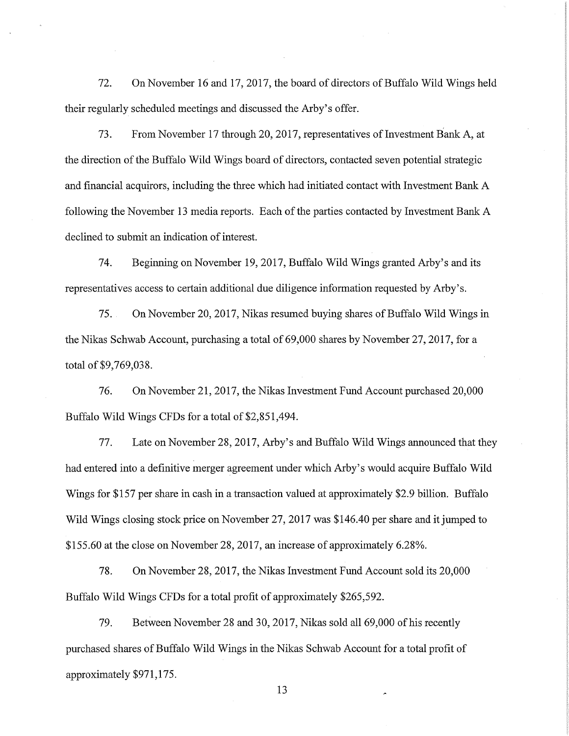72. On November 16 and 17, 2017, the board of directors of Buffalo Wild Wings held their regularly scheduled meetings and discussed the Arby's offer.

73. From November 17 through 20, 2017, representatives of Investment Bank A, at the direction of the Buffalo Wild Wings board of directors, contacted seven potential strategic and financial acquirors, including the three which had initiated contact with Investment Bank A following the November 13 media reports. Each of the parties contacted by Investment Bank A declined to submit an indication of interest.

74. Beginning on November 19, 2017, Buffalo Wild Wings granted Arby's and its representatives access to certain additional due diligence information requested by Arby's.

75. On November 20, 2017, Nikas resumed buying shares of Buffalo Wild Wings in the Nikas Schwab Account, purchasing a total of 69,000 shares by November 27, 2017, for a total of $9,769,038.

76. On November 21, 2017, the Nikas Investment Fund Account purchased 20,000 Buffalo Wild Wings CFDs for a total of $2,851,494.

77. Late on November 28, 2017, Arby's and Buffalo Wild Wings announced that they had entered into a definitive merger agreement under which Arby's would acquire Buffalo Wild Wings for $157 per share in cash in a transaction valued at approximately $2.9 billion. Buffalo Wild Wings closing stock price on November 27, 2017 was $146.40 per share and it jumped to $155.60 at the close on November 28, 2017, an increase of approximately 6.28%.

78. On November 28, 2017, the Nikas Investment Fund Account sold its 20,000 Buffalo Wild Wings CFDs for a total profit of approximately $265,592.

79. Between November 28 and 30, 2017, Nikas sold all 69,000 of his recently purchased shares of Buffalo Wild Wings in the Nikas Schwab Account for a total profit of approximately $971,175.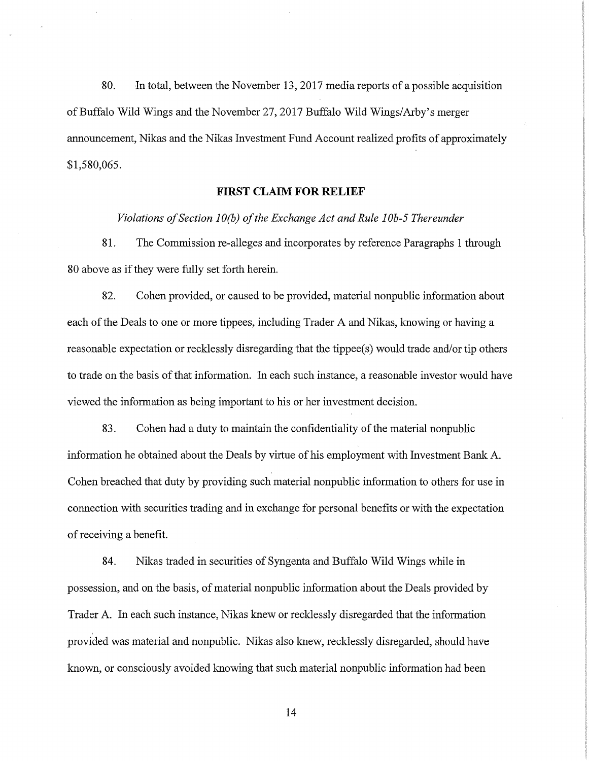80. In total, between the November 13, 2017 media reports of a possible acquisition of Buffalo Wild Wings and the November 27, 2017 Buffalo Wild Wings/Arby's merger announcement, Nikas and the Nikas Investment Fund Account realized profits of approximately $1,580,065.

## FIRST CLAIM FOR RELIEF

*Violations of Section 10(b) of the Exchange Act and Rule 10b-5 Thereunder*

81. The Commission re-alleges and incorporates by reference Paragraphs 1 through 80 above as if they were fully set forth herein.

82. Cohen provided, or caused to be provided, material nonpublic information about each of the Deals to one or more tippees, including Trader A and Nikas, knowing or having a reasonable expectation or recklessly disregarding that the tippee(s) would trade and/or tip others to trade on the basis of that information. In each such instance, a reasonable investor would have viewed the information as being important to his or her investment decision.

83. Cohen had a duty to maintain the confidentiality of the material nonpublic information he obtained about the Deals by virtue of his employment with Investment Bank A. Cohen breached that duty by providing such material nonpublic information to others for use in connection with securities trading and in exchange for personal benefits or with the expectation of receiving a benefit.

84. Nikas traded in securities of Syngenta and Buffalo Wild Wings while in possession, and on the basis, of material nonpublic information about the Deals provided by Trader A. In each such instance, Nikas knew or recklessly disregarded that the information provided was material and nonpublic. Nikas also knew, recklessly disregarded, should have known, or consciously avoided knowing that such material nonpublic information had been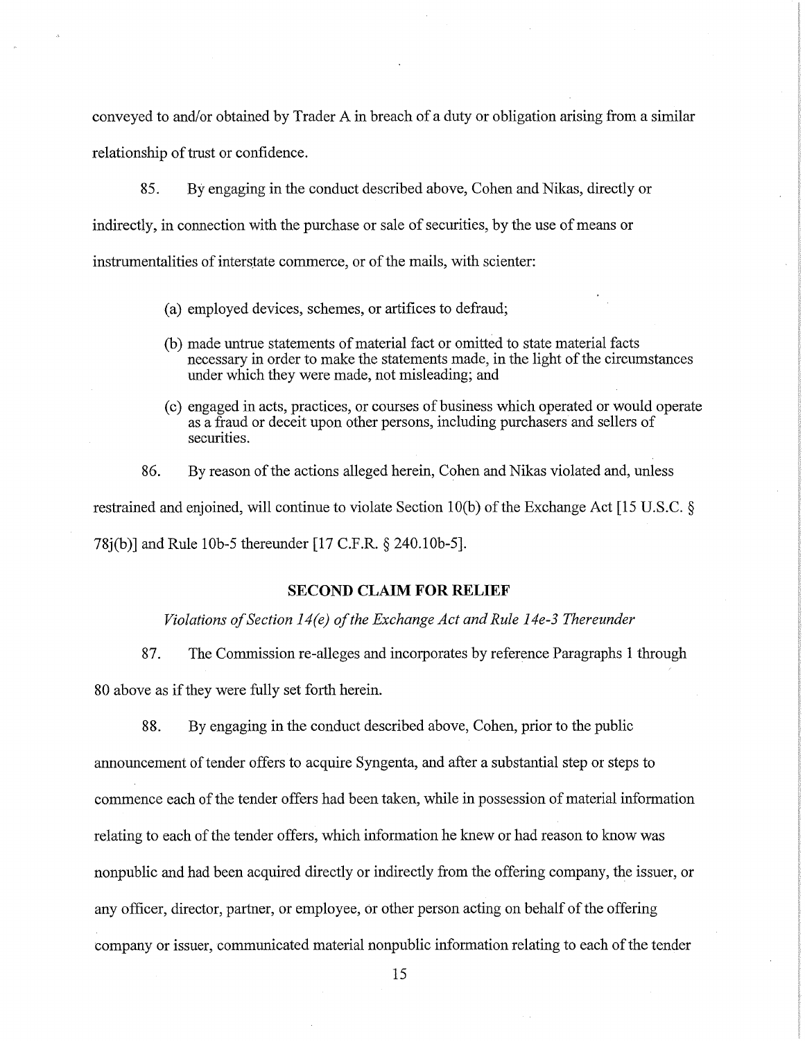conveyed to and/or obtained by Trader A in breach of a duty or obligation arising from a similar relationship of trust or confidence.

85. By engaging in the conduct described above, Cohen and Nikas, directly or indirectly, in connection with the purchase or sale of securities, by the use of means or instrumentalities of interstate commerce, or of the mails, with scienter:

(a) employed devices, schemes, or artifices to defraud;

(b) made untrue statements of material fact or omitted to state material facts necessary in order to make the statements made, in the light of the circumstances under which they were made, not misleading; and

(c) engaged in acts, practices, or courses of business which operated or would operate as a fraud or deceit upon other persons, including purchasers and sellers of securities.

86. By reason of the actions alleged herein, Cohen and Nikas violated and, unless restrained and enjoined, will continue to violate Section 10(b) of the Exchange Act [15 U.S.C. § 78j(b)] and Rule 10b-5 thereunder [17 C.F.R. § 240.10b-5].

## SECOND CLAIM FOR RELIEF

*Violations of Section 14(e) of the Exchange Act and Rule 14e-3 Thereunder*

87. The Commission re-alleges and incorporates by reference Paragraphs 1 through 80 above as if they were fully set forth herein.

88. By engaging in the conduct described above, Cohen, prior to the public announcement of tender offers to acquire Syngenta, and after a substantial step or steps to commence each of the tender offers had been taken, while in possession of material information relating to each of the tender offers, which information he knew or had reason to know was nonpublic and had been acquired directly or indirectly from the offering company, the issuer, or any officer, director, partner, or employee, or other person acting on behalf of the offering company or issuer, communicated material nonpublic information relating to each of the tender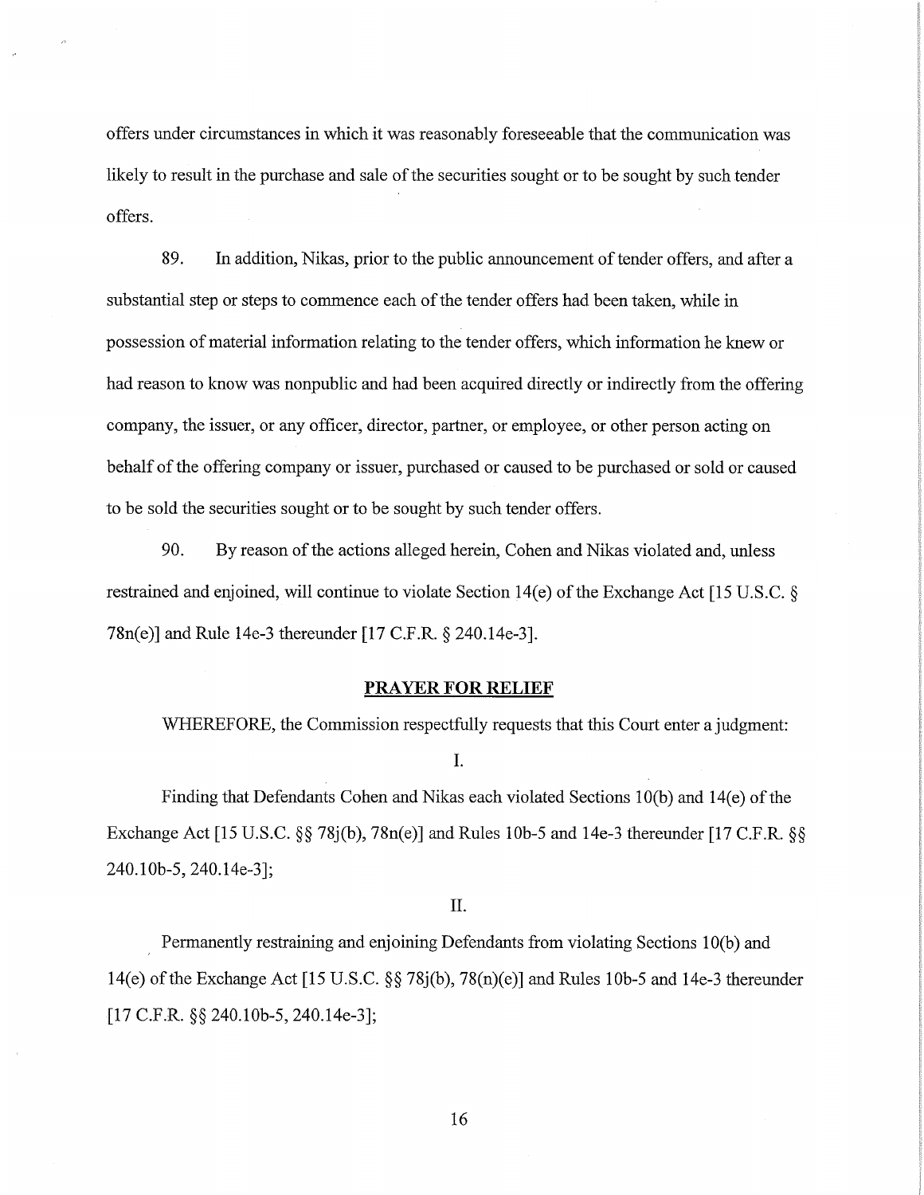offers under circumstances in which it was reasonably foreseeable that the communication was likely to result in the purchase and sale of the securities sought or to be sought by such tender offers.

89. In addition, Nikas, prior to the public announcement of tender offers, and after a substantial step or steps to commence each of the tender offers had been taken, while in possession of material information relating to the tender offers, which information he knew or had reason to know was nonpublic and had been acquired directly or indirectly from the offering company, the issuer, or any officer, director, partner, or employee, or other person acting on behalf of the offering company or issuer, purchased or caused to be purchased or sold or caused to be sold the securities sought or to be sought by such tender offers.

90. By reason of the actions alleged herein, Cohen and Nikas violated and, unless restrained and enjoined, will continue to violate Section 14(e) of the Exchange Act [15 U.S.C. § 78n(e)] and Rule 14e-3 thereunder [17 C.F.R. § 240.14e-3].

## PRAYER FOR RELIEF

WHEREFORE, the Commission respectfully requests that this Court enter a judgment:

I.

Finding that Defendants Cohen and Nikas each violated Sections 10(b) and 14(e) of the Exchange Act [15 U.S.C. §§ 78j(b), 78n(e)] and Rules 10b-5 and 14e-3 thereunder [17 C.F.R. §§ 240.10b-5, 240.14e-3];

II.

Permanently restraining and enjoining Defendants from violating Sections 10(b) and 14(e) of the Exchange Act [15 U.S.C. §§ 78j(b), 78(n)(e)] and Rules 10b-5 and 14e-3 thereunder [17 C.F.R. §§ 240.10b-5, 240.14e-3];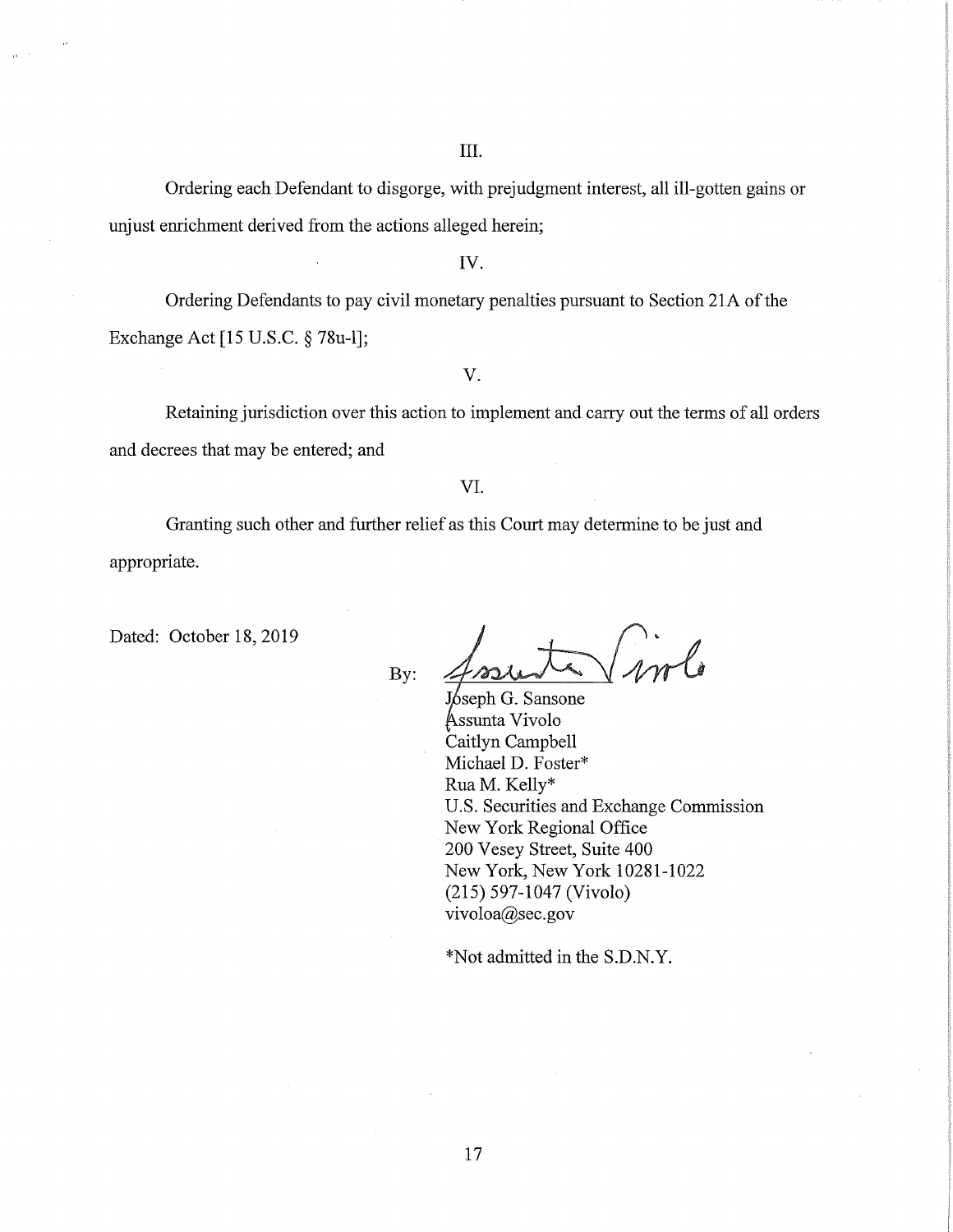III.

Ordering each Defendant to disgorge, with prejudgment interest, all ill-gotten gains or unjust enrichment derived from the actions alleged herein;

IV.

Ordering Defendants to pay civil monetary penalties pursuant to Section 21A of the Exchange Act [15 U.S.C. § 78u-l];

V.

Retaining jurisdiction over this action to implement and carry out the terms of all orders and decrees that may be entered; and

VI.

Granting such other and further relief as this Court may determine to be just and appropriate.

Dated: October 18, 2019

By: 

Joseph G. Sansone
Assunta Vivolo
Caitlyn Campbell
Michael D. Foster*
Rua M. Kelly*
U.S. Securities and Exchange Commission
New York Regional Office
200 Vesey Street, Suite 400
New York, New York 10281-1022
(215) 597-1047 (Vivolo)
vivoloa@sec.gov

*Not admitted in the S.D.N.Y.